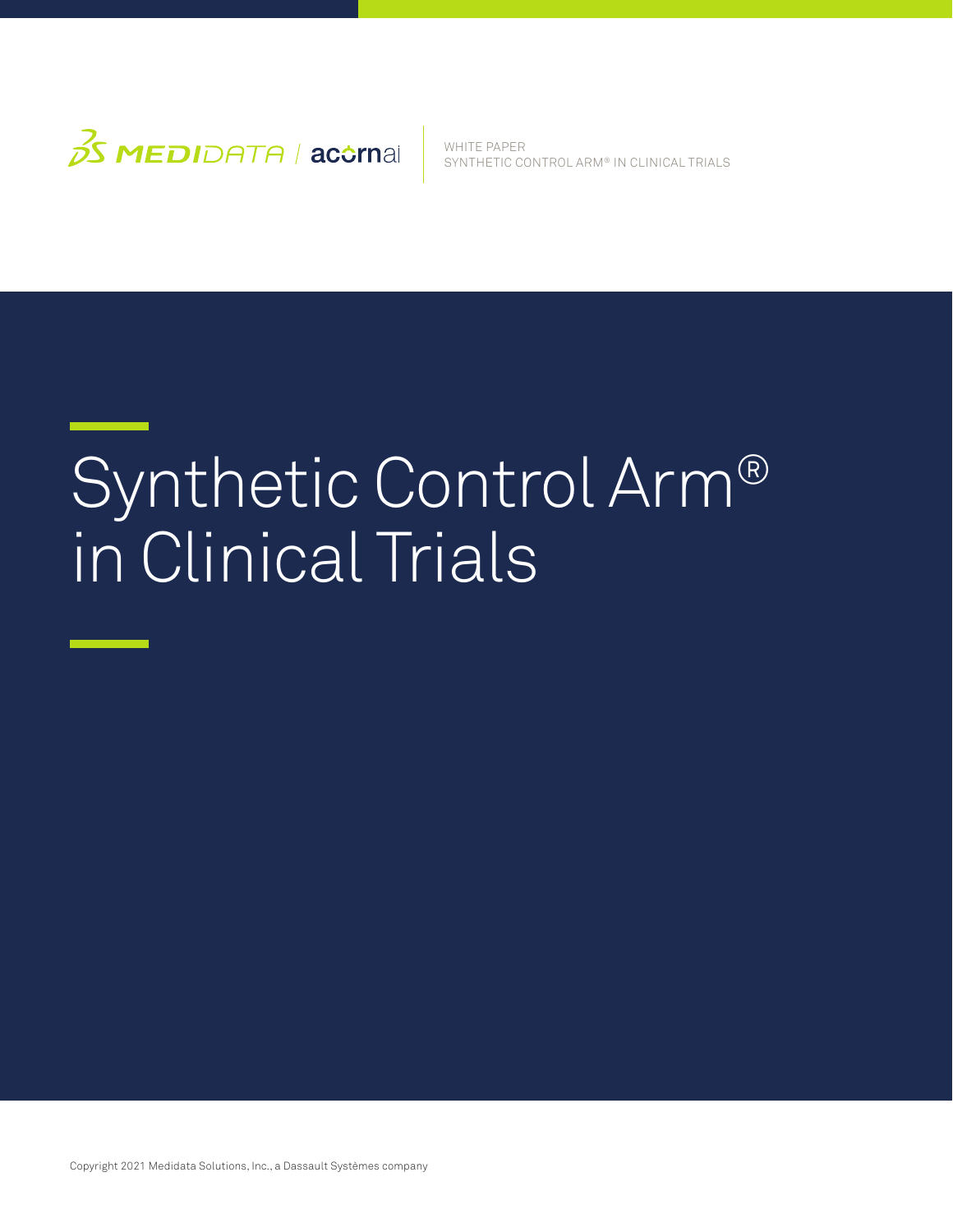MEDIDATA / acornai

WHITE PAPER
SYNTHETIC CONTROL ARM® IN CLINICAL TRIALS

# Synthetic Control Arm® in Clinical Trials

Copyright 2021 Medidata Solutions, Inc., a Dassault Systèmes company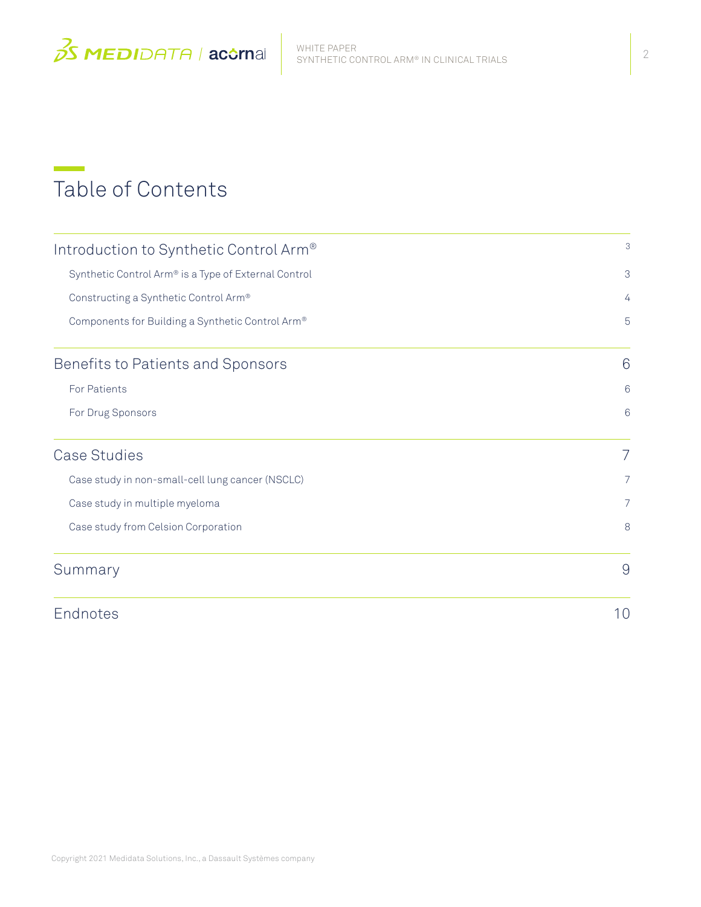# Table of Contents

| | |
|---|---|
| Introduction to Synthetic Control Arm® | 3 |
| Synthetic Control Arm® is a Type of External Control | 3 |
| Constructing a Synthetic Control Arm® | 4 |
| Components for Building a Synthetic Control Arm® | 5 |
| Benefits to Patients and Sponsors | 6 |
| For Patients | 6 |
| For Drug Sponsors | 6 |
| Case Studies | 7 |
| Case study in non-small-cell lung cancer (NSCLC) | 7 |
| Case study in multiple myeloma | 7 |
| Case study from Celsion Corporation | 8 |
| Summary | 9 |
| Endnotes | 10 |

Copyright 2021 Medidata Solutions, Inc., a Dassault Systèmes company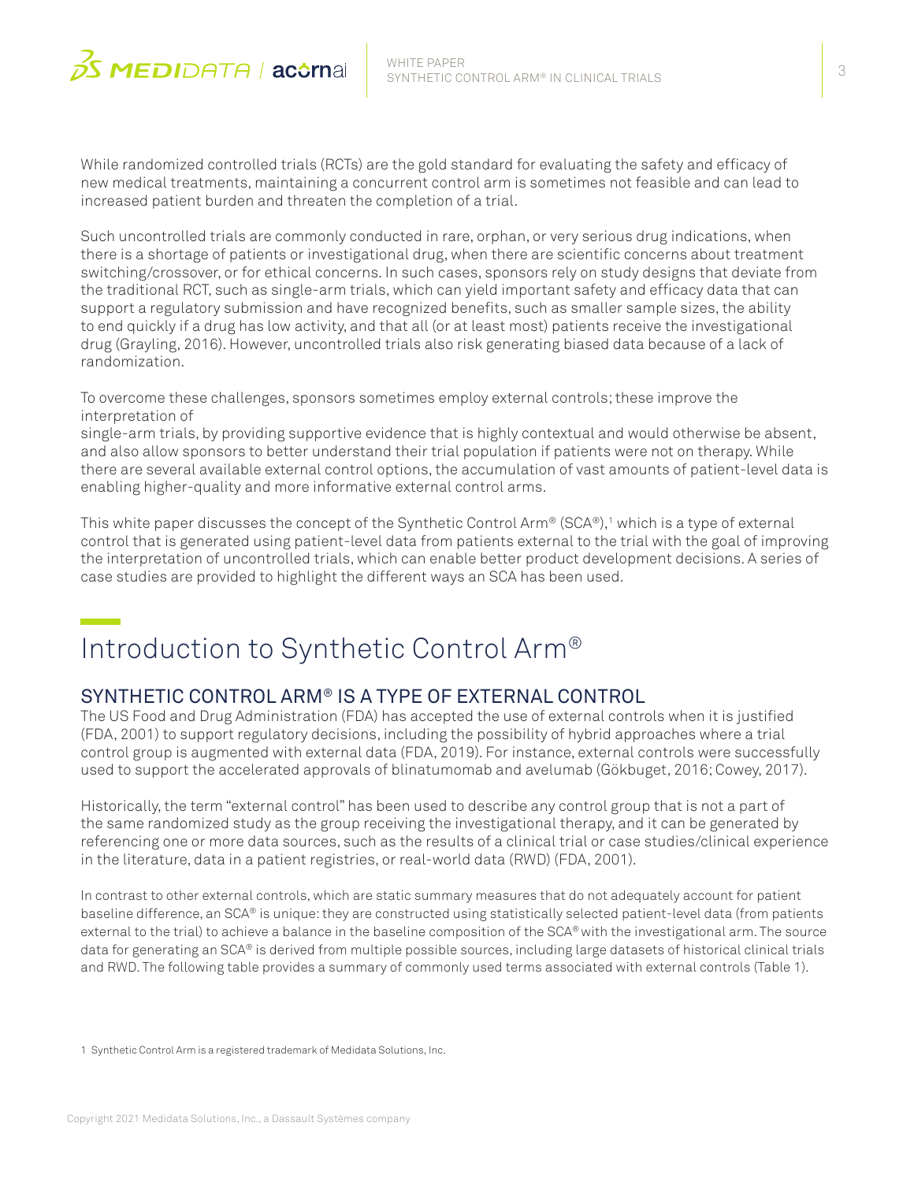While randomized controlled trials (RCTs) are the gold standard for evaluating the safety and efficacy of new medical treatments, maintaining a concurrent control arm is sometimes not feasible and can lead to increased patient burden and threaten the completion of a trial.

Such uncontrolled trials are commonly conducted in rare, orphan, or very serious drug indications, when there is a shortage of patients or investigational drug, when there are scientific concerns about treatment switching/crossover, or for ethical concerns. In such cases, sponsors rely on study designs that deviate from the traditional RCT, such as single-arm trials, which can yield important safety and efficacy data that can support a regulatory submission and have recognized benefits, such as smaller sample sizes, the ability to end quickly if a drug has low activity, and that all (or at least most) patients receive the investigational drug (Grayling, 2016). However, uncontrolled trials also risk generating biased data because of a lack of randomization.

To overcome these challenges, sponsors sometimes employ external controls; these improve the interpretation of single-arm trials, by providing supportive evidence that is highly contextual and would otherwise be absent, and also allow sponsors to better understand their trial population if patients were not on therapy. While there are several available external control options, the accumulation of vast amounts of patient-level data is enabling higher-quality and more informative external control arms.

This white paper discusses the concept of the Synthetic Control Arm® (SCA®),[1] which is a type of external control that is generated using patient-level data from patients external to the trial with the goal of improving the interpretation of uncontrolled trials, which can enable better product development decisions. A series of case studies are provided to highlight the different ways an SCA has been used.

# Introduction to Synthetic Control Arm®

## SYNTHETIC CONTROL ARM® IS A TYPE OF EXTERNAL CONTROL

The US Food and Drug Administration (FDA) has accepted the use of external controls when it is justified (FDA, 2001) to support regulatory decisions, including the possibility of hybrid approaches where a trial control group is augmented with external data (FDA, 2019). For instance, external controls were successfully used to support the accelerated approvals of blinatumomab and avelumab (Gökbuget, 2016; Cowey, 2017).

Historically, the term "external control" has been used to describe any control group that is not a part of the same randomized study as the group receiving the investigational therapy, and it can be generated by referencing one or more data sources, such as the results of a clinical trial or case studies/clinical experience in the literature, data in a patient registries, or real-world data (RWD) (FDA, 2001).

In contrast to other external controls, which are static summary measures that do not adequately account for patient baseline difference, an SCA® is unique: they are constructed using statistically selected patient-level data (from patients external to the trial) to achieve a balance in the baseline composition of the SCA® with the investigational arm. The source data for generating an SCA® is derived from multiple possible sources, including large datasets of historical clinical trials and RWD. The following table provides a summary of commonly used terms associated with external controls (Table 1).

1 Synthetic Control Arm is a registered trademark of Medidata Solutions, Inc.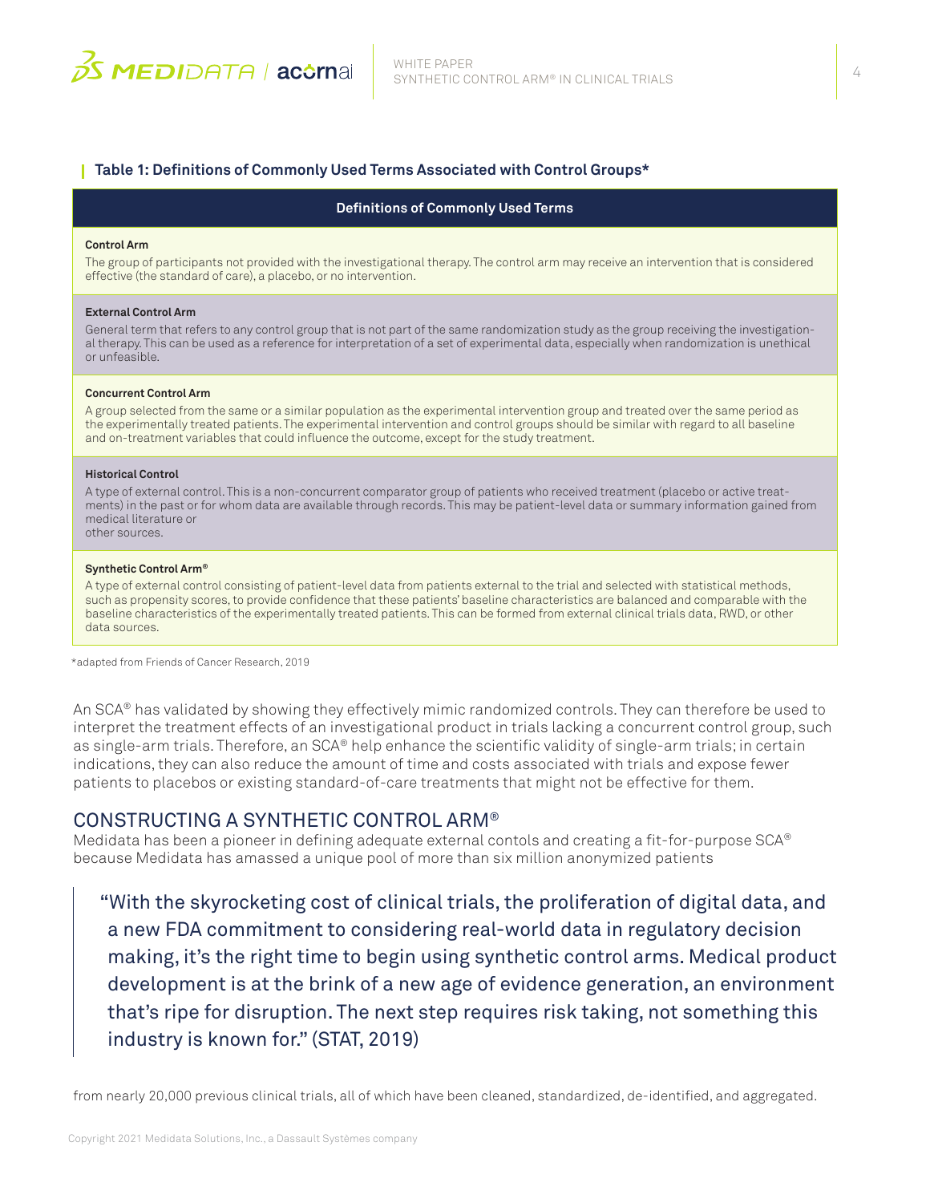**Table 1: Definitions of Commonly Used Terms Associated with Control Groups***

| Definitions of Commonly Used Terms |
| --- |
| **Control Arm**<br>The group of participants not provided with the investigational therapy. The control arm may receive an intervention that is considered effective (the standard of care), a placebo, or no intervention. |
| **External Control Arm**<br>General term that refers to any control group that is not part of the same randomization study as the group receiving the investigational therapy. This can be used as a reference for interpretation of a set of experimental data, especially when randomization is unethical or unfeasible. |
| **Concurrent Control Arm**<br>A group selected from the same or a similar population as the experimental intervention group and treated over the same period as the experimentally treated patients. The experimental intervention and control groups should be similar with regard to all baseline and on-treatment variables that could influence the outcome, except for the study treatment. |
| **Historical Control**<br>A type of external control. This is a non-concurrent comparator group of patients who received treatment (placebo or active treatments) in the past or for whom data are available through records. This may be patient-level data or summary information gained from medical literature or other sources. |
| **Synthetic Control Arm®**<br>A type of external control consisting of patient-level data from patients external to the trial and selected with statistical methods, such as propensity scores, to provide confidence that these patients' baseline characteristics are balanced and comparable with the baseline characteristics of the experimentally treated patients. This can be formed from external clinical trials data, RWD, or other data sources. |

*adapted from Friends of Cancer Research, 2019

An SCA® has validated by showing they effectively mimic randomized controls. They can therefore be used to interpret the treatment effects of an investigational product in trials lacking a concurrent control group, such as single-arm trials. Therefore, an SCA® help enhance the scientific validity of single-arm trials; in certain indications, they can also reduce the amount of time and costs associated with trials and expose fewer patients to placebos or existing standard-of-care treatments that might not be effective for them.

## CONSTRUCTING A SYNTHETIC CONTROL ARM®

Medidata has been a pioneer in defining adequate external contols and creating a fit-for-purpose SCA® because Medidata has amassed a unique pool of more than six million anonymized patients from nearly 20,000 previous clinical trials, all of which have been cleaned, standardized, de-identified, and aggregated.

> "With the skyrocketing cost of clinical trials, the proliferation of digital data, and a new FDA commitment to considering real-world data in regulatory decision making, it's the right time to begin using synthetic control arms. Medical product development is at the brink of a new age of evidence generation, an environment that's ripe for disruption. The next step requires risk taking, not something this industry is known for." (STAT, 2019)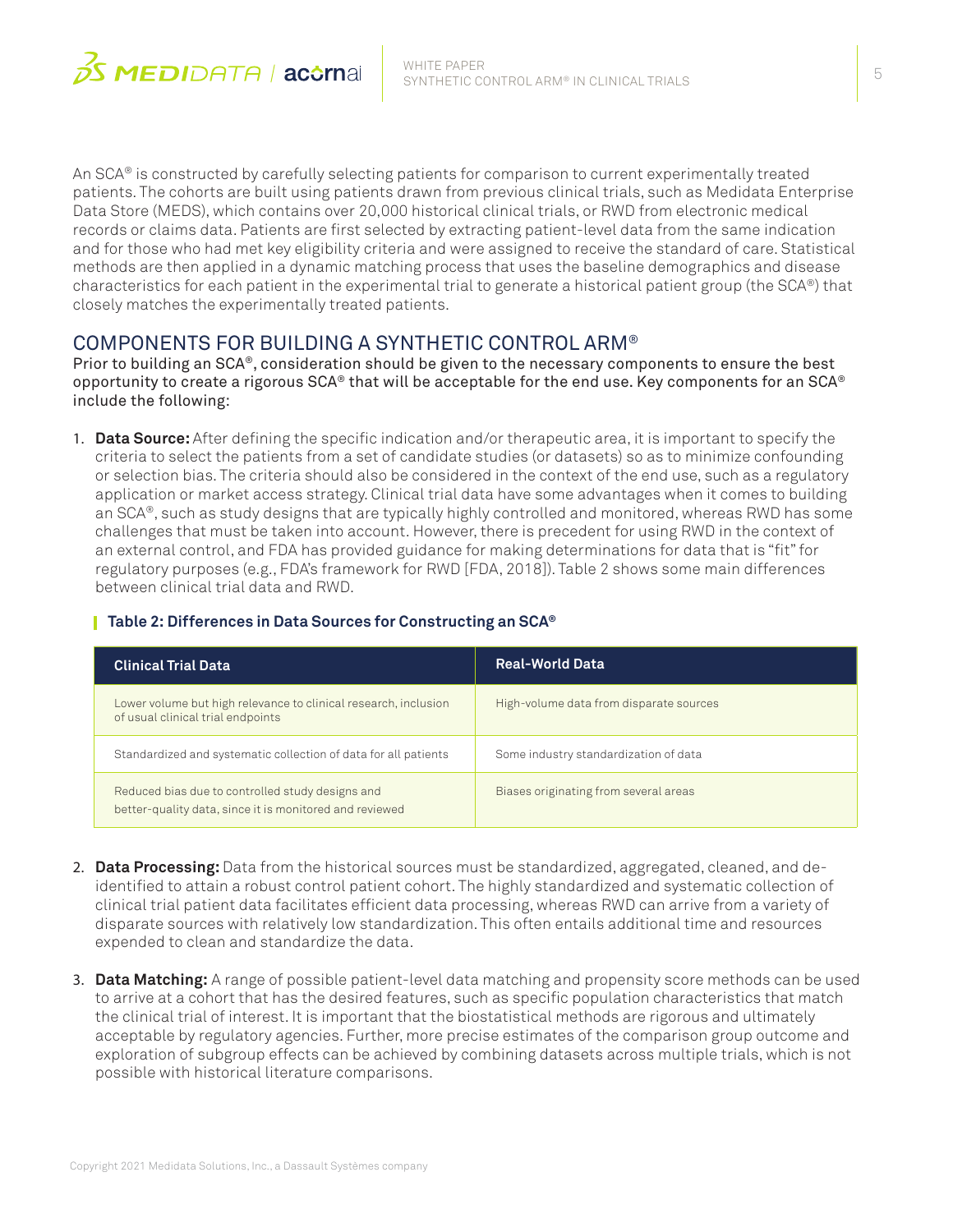An SCA® is constructed by carefully selecting patients for comparison to current experimentally treated patients. The cohorts are built using patients drawn from previous clinical trials, such as Medidata Enterprise Data Store (MEDS), which contains over 20,000 historical clinical trials, or RWD from electronic medical records or claims data. Patients are first selected by extracting patient-level data from the same indication and for those who had met key eligibility criteria and were assigned to receive the standard of care. Statistical methods are then applied in a dynamic matching process that uses the baseline demographics and disease characteristics for each patient in the experimental trial to generate a historical patient group (the SCA®) that closely matches the experimentally treated patients.

## COMPONENTS FOR BUILDING A SYNTHETIC CONTROL ARM®

Prior to building an SCA®, consideration should be given to the necessary components to ensure the best opportunity to create a rigorous SCA® that will be acceptable for the end use. Key components for an SCA® include the following:

1. **Data Source:** After defining the specific indication and/or therapeutic area, it is important to specify the criteria to select the patients from a set of candidate studies (or datasets) so as to minimize confounding or selection bias. The criteria should also be considered in the context of the end use, such as a regulatory application or market access strategy. Clinical trial data have some advantages when it comes to building an SCA®, such as study designs that are typically highly controlled and monitored, whereas RWD has some challenges that must be taken into account. However, there is precedent for using RWD in the context of an external control, and FDA has provided guidance for making determinations for data that is "fit" for regulatory purposes (e.g., FDA's framework for RWD [FDA, 2018]). Table 2 shows some main differences between clinical trial data and RWD.

**Table 2: Differences in Data Sources for Constructing an SCA®**

| Clinical Trial Data | Real-World Data |
| --- | --- |
| Lower volume but high relevance to clinical research, inclusion of usual clinical trial endpoints | High-volume data from disparate sources |
| Standardized and systematic collection of data for all patients | Some industry standardization of data |
| Reduced bias due to controlled study designs and better-quality data, since it is monitored and reviewed | Biases originating from several areas |

2. **Data Processing:** Data from the historical sources must be standardized, aggregated, cleaned, and de-identified to attain a robust control patient cohort. The highly standardized and systematic collection of clinical trial patient data facilitates efficient data processing, whereas RWD can arrive from a variety of disparate sources with relatively low standardization. This often entails additional time and resources expended to clean and standardize the data.

3. **Data Matching:** A range of possible patient-level data matching and propensity score methods can be used to arrive at a cohort that has the desired features, such as specific population characteristics that match the clinical trial of interest. It is important that the biostatistical methods are rigorous and ultimately acceptable by regulatory agencies. Further, more precise estimates of the comparison group outcome and exploration of subgroup effects can be achieved by combining datasets across multiple trials, which is not possible with historical literature comparisons.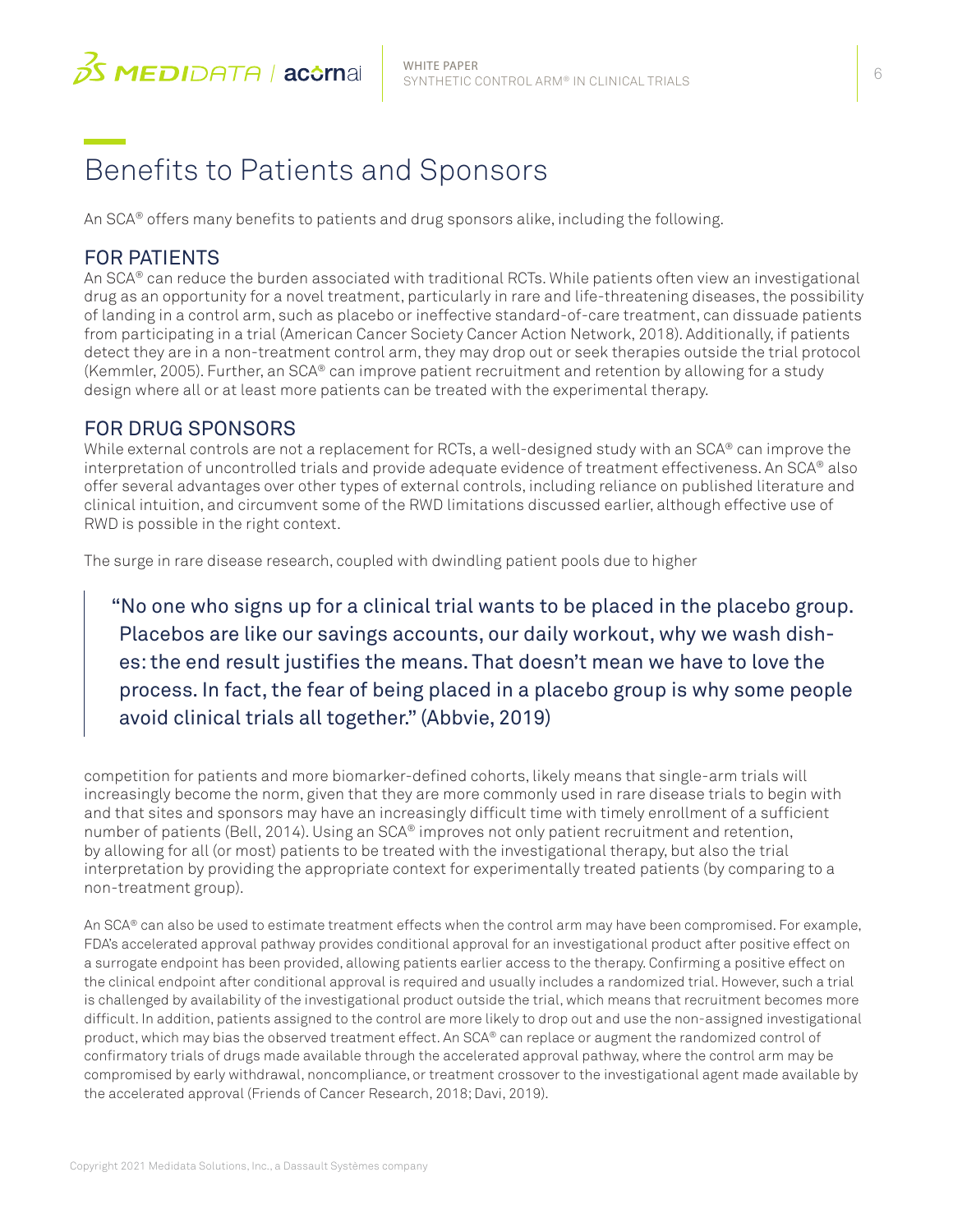# Benefits to Patients and Sponsors

An SCA® offers many benefits to patients and drug sponsors alike, including the following.

## FOR PATIENTS

An SCA® can reduce the burden associated with traditional RCTs. While patients often view an investigational drug as an opportunity for a novel treatment, particularly in rare and life-threatening diseases, the possibility of landing in a control arm, such as placebo or ineffective standard-of-care treatment, can dissuade patients from participating in a trial (American Cancer Society Cancer Action Network, 2018). Additionally, if patients detect they are in a non-treatment control arm, they may drop out or seek therapies outside the trial protocol (Kemmler, 2005). Further, an SCA® can improve patient recruitment and retention by allowing for a study design where all or at least more patients can be treated with the experimental therapy.

## FOR DRUG SPONSORS

While external controls are not a replacement for RCTs, a well-designed study with an SCA® can improve the interpretation of uncontrolled trials and provide adequate evidence of treatment effectiveness. An SCA® also offer several advantages over other types of external controls, including reliance on published literature and clinical intuition, and circumvent some of the RWD limitations discussed earlier, although effective use of RWD is possible in the right context.

The surge in rare disease research, coupled with dwindling patient pools due to higher competition for patients and more biomarker-defined cohorts, likely means that single-arm trials will increasingly become the norm, given that they are more commonly used in rare disease trials to begin with and that sites and sponsors may have an increasingly difficult time with timely enrollment of a sufficient number of patients (Bell, 2014). Using an SCA® improves not only patient recruitment and retention, by allowing for all (or most) patients to be treated with the investigational therapy, but also the trial interpretation by providing the appropriate context for experimentally treated patients (by comparing to a non-treatment group).

> "No one who signs up for a clinical trial wants to be placed in the placebo group. Placebos are like our savings accounts, our daily workout, why we wash dishes: the end result justifies the means. That doesn't mean we have to love the process. In fact, the fear of being placed in a placebo group is why some people avoid clinical trials all together." (Abbvie, 2019)

An SCA® can also be used to estimate treatment effects when the control arm may have been compromised. For example, FDA's accelerated approval pathway provides conditional approval for an investigational product after positive effect on a surrogate endpoint has been provided, allowing patients earlier access to the therapy. Confirming a positive effect on the clinical endpoint after conditional approval is required and usually includes a randomized trial. However, such a trial is challenged by availability of the investigational product outside the trial, which means that recruitment becomes more difficult. In addition, patients assigned to the control are more likely to drop out and use the non-assigned investigational product, which may bias the observed treatment effect. An SCA® can replace or augment the randomized control of confirmatory trials of drugs made available through the accelerated approval pathway, where the control arm may be compromised by early withdrawal, noncompliance, or treatment crossover to the investigational agent made available by the accelerated approval (Friends of Cancer Research, 2018; Davi, 2019).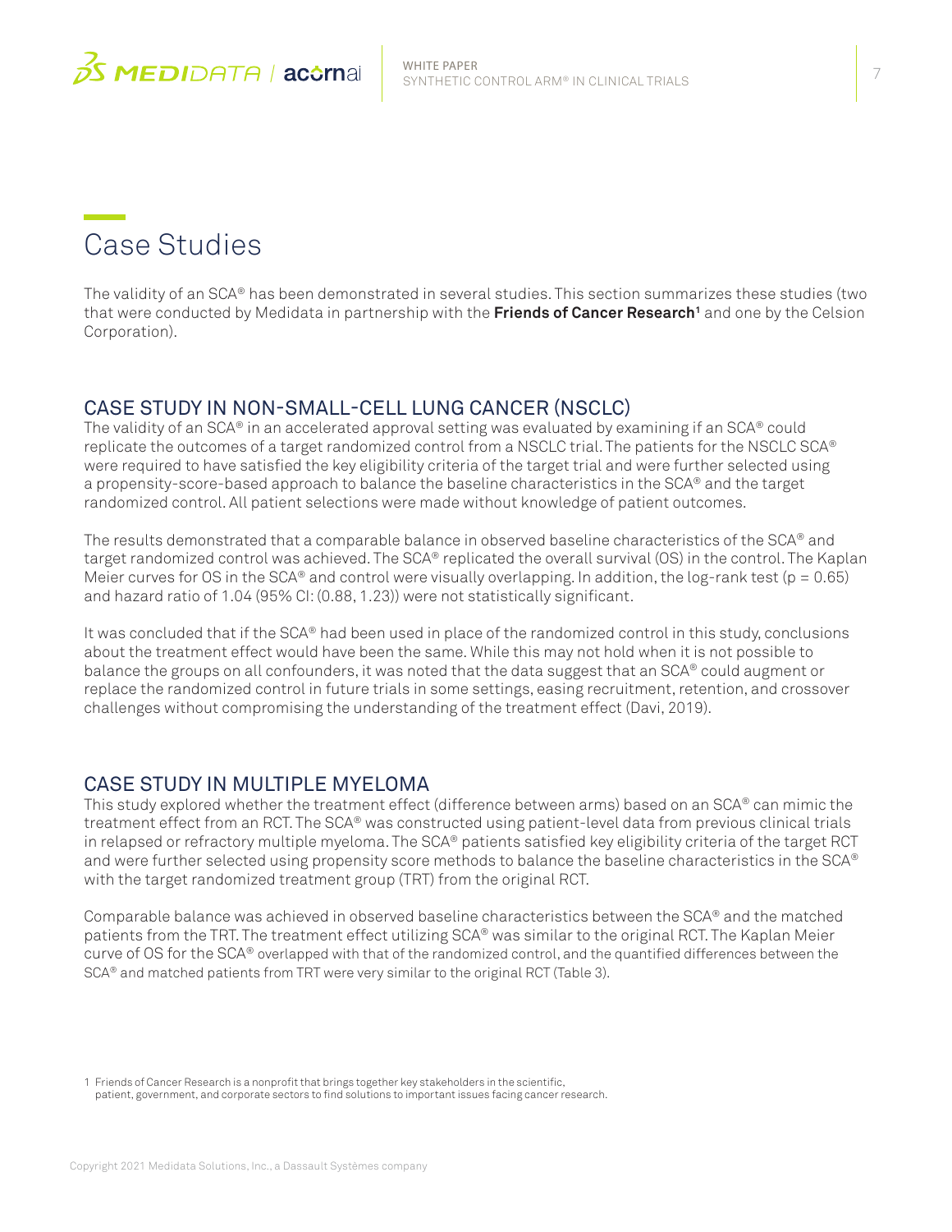# Case Studies

The validity of an SCA® has been demonstrated in several studies. This section summarizes these studies (two that were conducted by Medidata in partnership with the **Friends of Cancer Research**[1] and one by the Celsion Corporation).

## CASE STUDY IN NON-SMALL-CELL LUNG CANCER (NSCLC)

The validity of an SCA® in an accelerated approval setting was evaluated by examining if an SCA® could replicate the outcomes of a target randomized control from a NSCLC trial. The patients for the NSCLC SCA® were required to have satisfied the key eligibility criteria of the target trial and were further selected using a propensity-score-based approach to balance the baseline characteristics in the SCA® and the target randomized control. All patient selections were made without knowledge of patient outcomes.

The results demonstrated that a comparable balance in observed baseline characteristics of the SCA® and target randomized control was achieved. The SCA® replicated the overall survival (OS) in the control. The Kaplan Meier curves for OS in the SCA® and control were visually overlapping. In addition, the log-rank test ($p = 0.65$) and hazard ratio of 1.04 (95% CI: (0.88, 1.23)) were not statistically significant.

It was concluded that if the SCA® had been used in place of the randomized control in this study, conclusions about the treatment effect would have been the same. While this may not hold when it is not possible to balance the groups on all confounders, it was noted that the data suggest that an SCA® could augment or replace the randomized control in future trials in some settings, easing recruitment, retention, and crossover challenges without compromising the understanding of the treatment effect (Davi, 2019).

## CASE STUDY IN MULTIPLE MYELOMA

This study explored whether the treatment effect (difference between arms) based on an SCA® can mimic the treatment effect from an RCT. The SCA® was constructed using patient-level data from previous clinical trials in relapsed or refractory multiple myeloma. The SCA® patients satisfied key eligibility criteria of the target RCT and were further selected using propensity score methods to balance the baseline characteristics in the SCA® with the target randomized treatment group (TRT) from the original RCT.

Comparable balance was achieved in observed baseline characteristics between the SCA® and the matched patients from the TRT. The treatment effect utilizing SCA® was similar to the original RCT. The Kaplan Meier curve of OS for the SCA® overlapped with that of the randomized control, and the quantified differences between the SCA® and matched patients from TRT were very similar to the original RCT (Table 3).

[1] Friends of Cancer Research is a nonprofit that brings together key stakeholders in the scientific, patient, government, and corporate sectors to find solutions to important issues facing cancer research.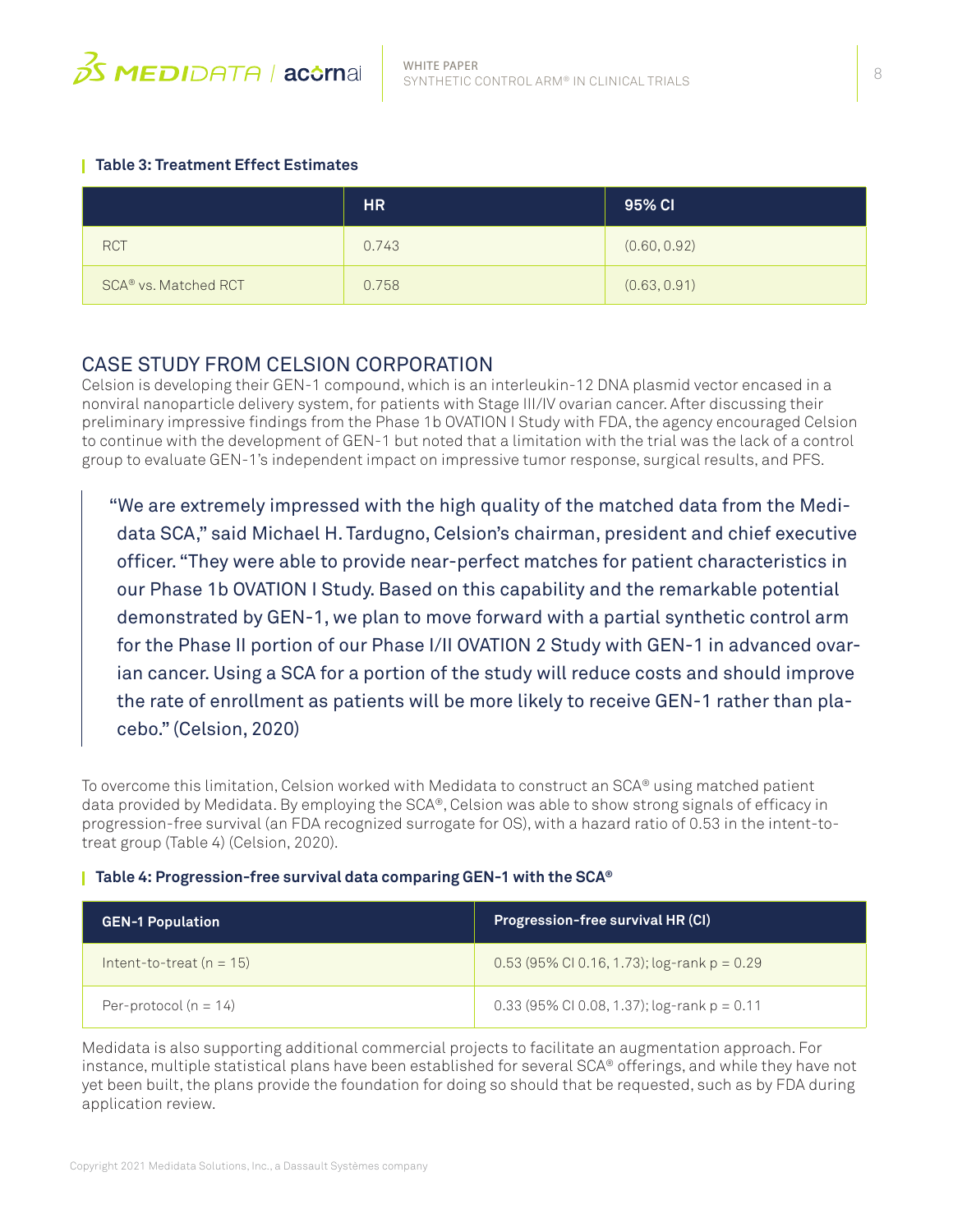**Table 3: Treatment Effect Estimates**

| | HR | 95% CI |
|---|---|---|
| RCT | 0.743 | (0.60, 0.92) |
| SCA® vs. Matched RCT | 0.758 | (0.63, 0.91) |

## CASE STUDY FROM CELSION CORPORATION

Celsion is developing their GEN-1 compound, which is an interleukin-12 DNA plasmid vector encased in a nonviral nanoparticle delivery system, for patients with Stage III/IV ovarian cancer. After discussing their preliminary impressive findings from the Phase 1b OVATION I Study with FDA, the agency encouraged Celsion to continue with the development of GEN-1 but noted that a limitation with the trial was the lack of a control group to evaluate GEN-1's independent impact on impressive tumor response, surgical results, and PFS.

> "We are extremely impressed with the high quality of the matched data from the Medidata SCA," said Michael H. Tardugno, Celsion's chairman, president and chief executive officer. "They were able to provide near-perfect matches for patient characteristics in our Phase 1b OVATION I Study. Based on this capability and the remarkable potential demonstrated by GEN-1, we plan to move forward with a partial synthetic control arm for the Phase II portion of our Phase I/II OVATION 2 Study with GEN-1 in advanced ovarian cancer. Using a SCA for a portion of the study will reduce costs and should improve the rate of enrollment as patients will be more likely to receive GEN-1 rather than placebo." (Celsion, 2020)

To overcome this limitation, Celsion worked with Medidata to construct an SCA® using matched patient data provided by Medidata. By employing the SCA®, Celsion was able to show strong signals of efficacy in progression-free survival (an FDA recognized surrogate for OS), with a hazard ratio of 0.53 in the intent-to-treat group (Table 4) (Celsion, 2020).

**Table 4: Progression-free survival data comparing GEN-1 with the SCA®**

| GEN-1 Population | Progression-free survival HR (CI) |
|---|---|
| Intent-to-treat (n = 15) | 0.53 (95% CI 0.16, 1.73); log-rank p = 0.29 |
| Per-protocol (n = 14) | 0.33 (95% CI 0.08, 1.37); log-rank p = 0.11 |

Medidata is also supporting additional commercial projects to facilitate an augmentation approach. For instance, multiple statistical plans have been established for several SCA® offerings, and while they have not yet been built, the plans provide the foundation for doing so should that be requested, such as by FDA during application review.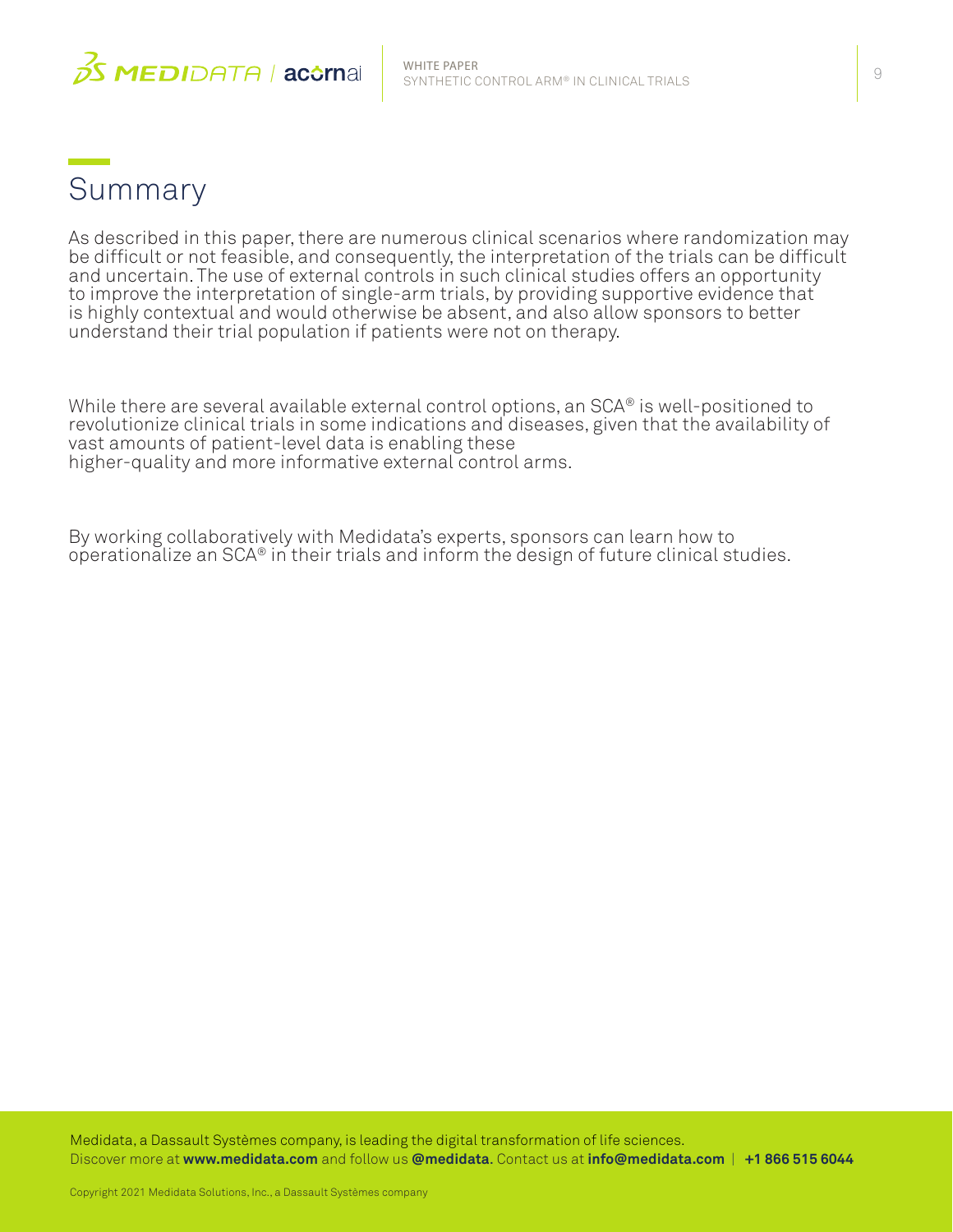## Summary

As described in this paper, there are numerous clinical scenarios where randomization may be difficult or not feasible, and consequently, the interpretation of the trials can be difficult and uncertain. The use of external controls in such clinical studies offers an opportunity to improve the interpretation of single-arm trials, by providing supportive evidence that is highly contextual and would otherwise be absent, and also allow sponsors to better understand their trial population if patients were not on therapy.

While there are several available external control options, an SCA® is well-positioned to revolutionize clinical trials in some indications and diseases, given that the availability of vast amounts of patient-level data is enabling these higher-quality and more informative external control arms.

By working collaboratively with Medidata's experts, sponsors can learn how to operationalize an SCA® in their trials and inform the design of future clinical studies.

Medidata, a Dassault Systèmes company, is leading the digital transformation of life sciences.
Discover more at **www.medidata.com** and follow us **@medidata**. Contact us at **info@medidata.com** | **+1 866 515 6044**

Copyright 2021 Medidata Solutions, Inc., a Dassault Systèmes company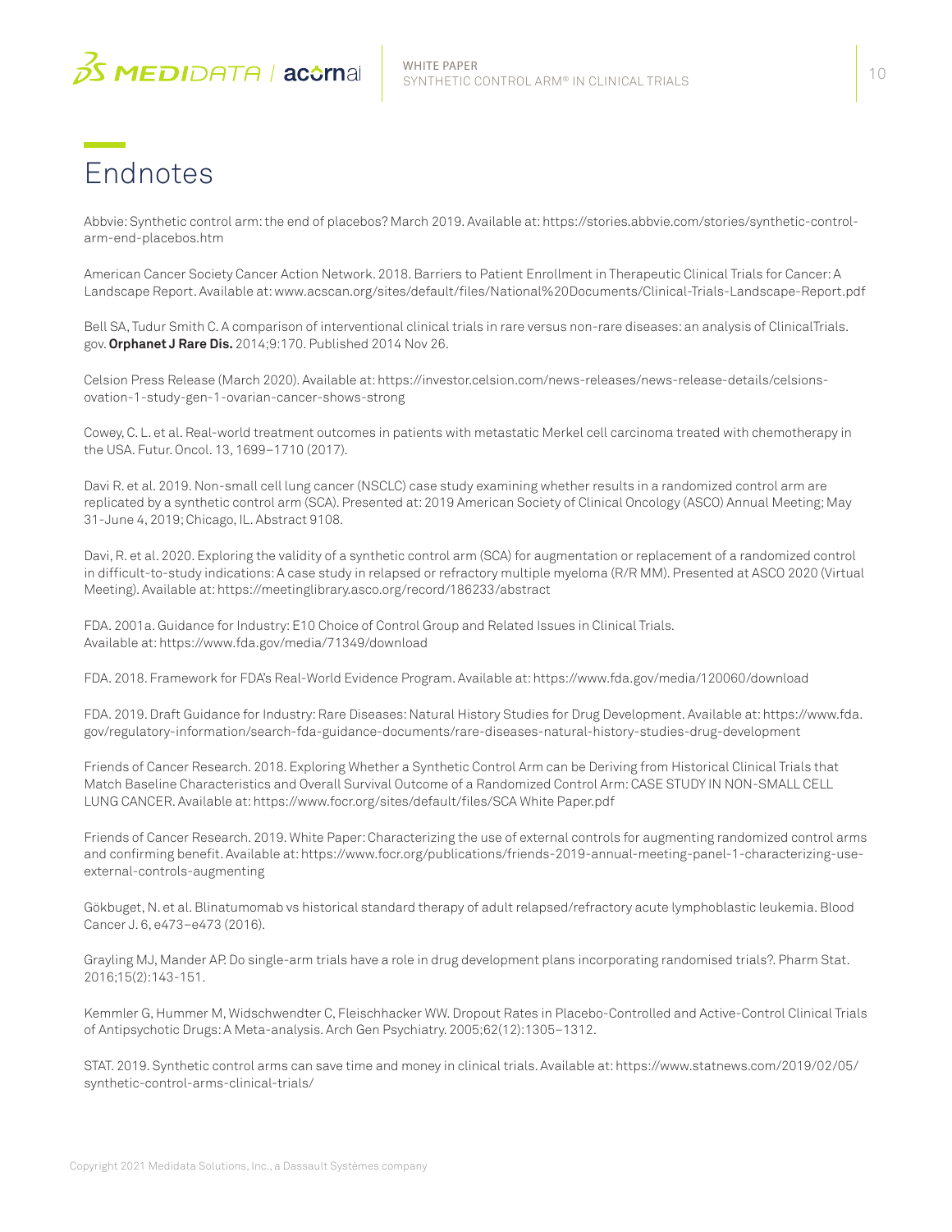# Endnotes

Abbvie: Synthetic control arm: the end of placebos? March 2019. Available at: https://stories.abbvie.com/stories/synthetic-control-arm-end-placebos.htm

American Cancer Society Cancer Action Network. 2018. Barriers to Patient Enrollment in Therapeutic Clinical Trials for Cancer: A Landscape Report. Available at: www.acscan.org/sites/default/files/National%20Documents/Clinical-Trials-Landscape-Report.pdf

Bell SA, Tudur Smith C. A comparison of interventional clinical trials in rare versus non-rare diseases: an analysis of ClinicalTrials.gov. **Orphanet J Rare Dis.** 2014;9:170. Published 2014 Nov 26.

Celsion Press Release (March 2020). Available at: https://investor.celsion.com/news-releases/news-release-details/celsions-ovation-1-study-gen-1-ovarian-cancer-shows-strong

Cowey, C. L. et al. Real-world treatment outcomes in patients with metastatic Merkel cell carcinoma treated with chemotherapy in the USA. Futur. Oncol. 13, 1699–1710 (2017).

Davi R. et al. 2019. Non-small cell lung cancer (NSCLC) case study examining whether results in a randomized control arm are replicated by a synthetic control arm (SCA). Presented at: 2019 American Society of Clinical Oncology (ASCO) Annual Meeting; May 31-June 4, 2019; Chicago, IL. Abstract 9108.

Davi, R. et al. 2020. Exploring the validity of a synthetic control arm (SCA) for augmentation or replacement of a randomized control in difficult-to-study indications: A case study in relapsed or refractory multiple myeloma (R/R MM). Presented at ASCO 2020 (Virtual Meeting). Available at: https://meetinglibrary.asco.org/record/186233/abstract

FDA. 2001a. Guidance for Industry: E10 Choice of Control Group and Related Issues in Clinical Trials. Available at: https://www.fda.gov/media/71349/download

FDA. 2018. Framework for FDA's Real-World Evidence Program. Available at: https://www.fda.gov/media/120060/download

FDA. 2019. Draft Guidance for Industry: Rare Diseases: Natural History Studies for Drug Development. Available at: https://www.fda.gov/regulatory-information/search-fda-guidance-documents/rare-diseases-natural-history-studies-drug-development

Friends of Cancer Research. 2018. Exploring Whether a Synthetic Control Arm can be Deriving from Historical Clinical Trials that Match Baseline Characteristics and Overall Survival Outcome of a Randomized Control Arm: CASE STUDY IN NON-SMALL CELL LUNG CANCER. Available at: https://www.focr.org/sites/default/files/SCA White Paper.pdf

Friends of Cancer Research. 2019. White Paper: Characterizing the use of external controls for augmenting randomized control arms and confirming benefit. Available at: https://www.focr.org/publications/friends-2019-annual-meeting-panel-1-characterizing-use-external-controls-augmenting

Gökbuget, N. et al. Blinatumomab vs historical standard therapy of adult relapsed/refractory acute lymphoblastic leukemia. Blood Cancer J. 6, e473–e473 (2016).

Grayling MJ, Mander AP. Do single-arm trials have a role in drug development plans incorporating randomised trials?. Pharm Stat. 2016;15(2):143-151.

Kemmler G, Hummer M, Widschwendter C, Fleischhacker WW. Dropout Rates in Placebo-Controlled and Active-Control Clinical Trials of Antipsychotic Drugs: A Meta-analysis. Arch Gen Psychiatry. 2005;62(12):1305–1312.

STAT. 2019. Synthetic control arms can save time and money in clinical trials. Available at: https://www.statnews.com/2019/02/05/synthetic-control-arms-clinical-trials/